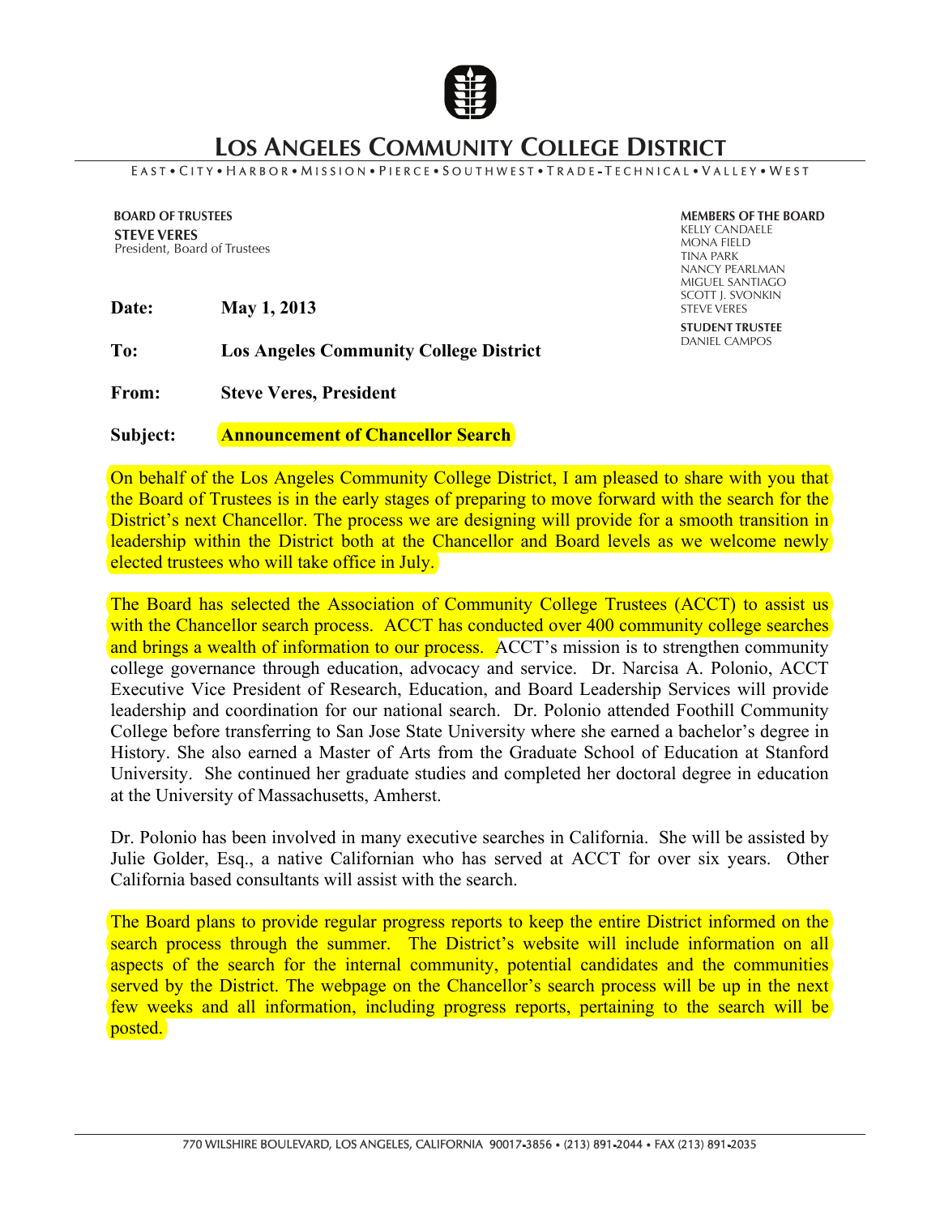# LOS ANGELES COMMUNITY COLLEGE DISTRICT

EAST • CITY • HARBOR • MISSION • PIERCE • SOUTHWEST • TRADE-TECHNICAL • VALLEY • WEST

**BOARD OF TRUSTEES**
**STEVE VERES**
President, Board of Trustees

**MEMBERS OF THE BOARD**
KELLY CANDAELE
MONA FIELD
TINA PARK
NANCY PEARLMAN
MIGUEL SANTIAGO
SCOTT J. SVONKIN
STEVE VERES

**STUDENT TRUSTEE**
DANIEL CAMPOS

**Date:** **May 1, 2013**

**To:** **Los Angeles Community College District**

**From:** **Steve Veres, President**

**Subject:** **Announcement of Chancellor Search**

On behalf of the Los Angeles Community College District, I am pleased to share with you that the Board of Trustees is in the early stages of preparing to move forward with the search for the District's next Chancellor. The process we are designing will provide for a smooth transition in leadership within the District both at the Chancellor and Board levels as we welcome newly elected trustees who will take office in July.

The Board has selected the Association of Community College Trustees (ACCT) to assist us with the Chancellor search process. ACCT has conducted over 400 community college searches and brings a wealth of information to our process. ACCT's mission is to strengthen community college governance through education, advocacy and service. Dr. Narcisa A. Polonio, ACCT Executive Vice President of Research, Education, and Board Leadership Services will provide leadership and coordination for our national search. Dr. Polonio attended Foothill Community College before transferring to San Jose State University where she earned a bachelor's degree in History. She also earned a Master of Arts from the Graduate School of Education at Stanford University. She continued her graduate studies and completed her doctoral degree in education at the University of Massachusetts, Amherst.

Dr. Polonio has been involved in many executive searches in California. She will be assisted by Julie Golder, Esq., a native Californian who has served at ACCT for over six years. Other California based consultants will assist with the search.

The Board plans to provide regular progress reports to keep the entire District informed on the search process through the summer. The District's website will include information on all aspects of the search for the internal community, potential candidates and the communities served by the District. The webpage on the Chancellor's search process will be up in the next few weeks and all information, including progress reports, pertaining to the search will be posted.

770 WILSHIRE BOULEVARD, LOS ANGELES, CALIFORNIA 90017-3856 • (213) 891-2044 • FAX (213) 891-2035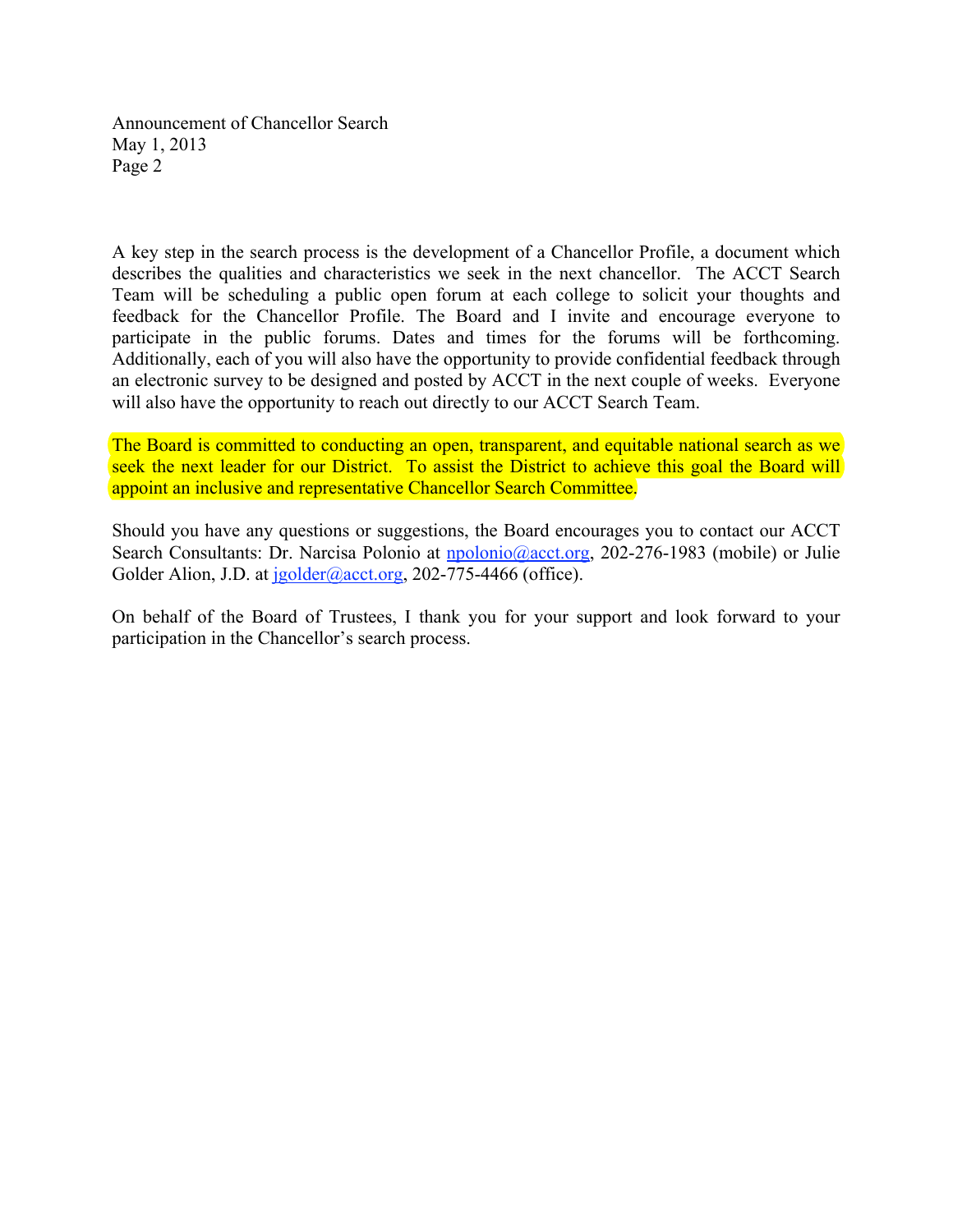A key step in the search process is the development of a Chancellor Profile, a document which describes the qualities and characteristics we seek in the next chancellor. The ACCT Search Team will be scheduling a public open forum at each college to solicit your thoughts and feedback for the Chancellor Profile. The Board and I invite and encourage everyone to participate in the public forums. Dates and times for the forums will be forthcoming. Additionally, each of you will also have the opportunity to provide confidential feedback through an electronic survey to be designed and posted by ACCT in the next couple of weeks. Everyone will also have the opportunity to reach out directly to our ACCT Search Team.

The Board is committed to conducting an open, transparent, and equitable national search as we seek the next leader for our District. To assist the District to achieve this goal the Board will appoint an inclusive and representative Chancellor Search Committee.

Should you have any questions or suggestions, the Board encourages you to contact our ACCT Search Consultants: Dr. Narcisa Polonio at npolonio@acct.org, 202-276-1983 (mobile) or Julie Golder Alion, J.D. at jgolder@acct.org, 202-775-4466 (office).

On behalf of the Board of Trustees, I thank you for your support and look forward to your participation in the Chancellor's search process.